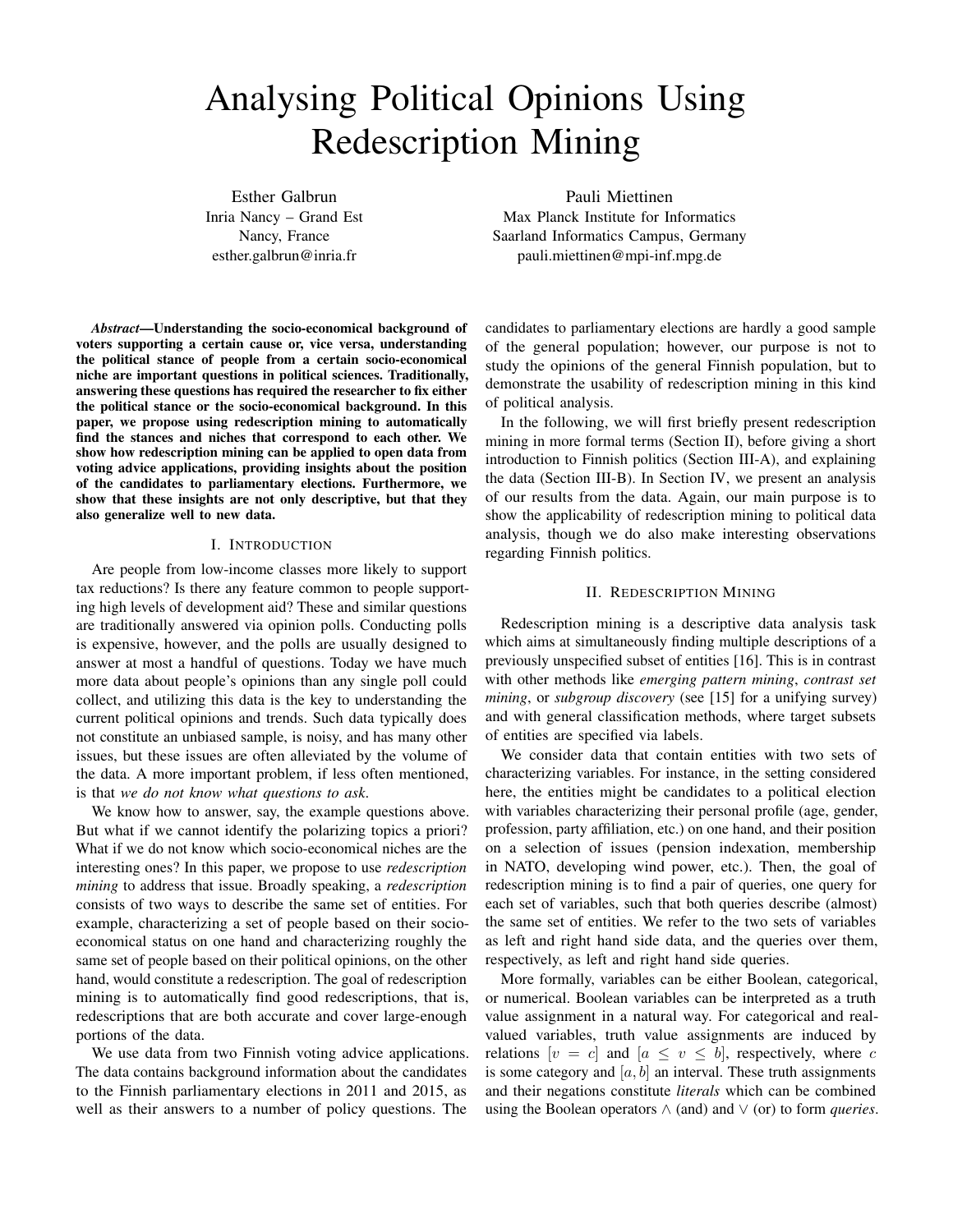# Analysing Political Opinions Using Redescription Mining

Esther Galbrun
Inria Nancy – Grand Est
Nancy, France
esther.galbrun@inria.fr

Pauli Miettinen
Max Planck Institute for Informatics
Saarland Informatics Campus, Germany
pauli.miettinen@mpi-inf.mpg.de

***Abstract*—Understanding the socio-economical background of voters supporting a certain cause or, vice versa, understanding the political stance of people from a certain socio-economical niche are important questions in political sciences. Traditionally, answering these questions has required the researcher to fix either the political stance or the socio-economical background. In this paper, we propose using redescription mining to automatically find the stances and niches that correspond to each other. We show how redescription mining can be applied to open data from voting advice applications, providing insights about the position of the candidates to parliamentary elections. Furthermore, we show that these insights are not only descriptive, but that they also generalize well to new data.**

## I. Introduction

Are people from low-income classes more likely to support tax reductions? Is there any feature common to people supporting high levels of development aid? These and similar questions are traditionally answered via opinion polls. Conducting polls is expensive, however, and the polls are usually designed to answer at most a handful of questions. Today we have much more data about people's opinions than any single poll could collect, and utilizing this data is the key to understanding the current political opinions and trends. Such data typically does not constitute an unbiased sample, is noisy, and has many other issues, but these issues are often alleviated by the volume of the data. A more important problem, if less often mentioned, is that *we do not know what questions to ask*.

We know how to answer, say, the example questions above. But what if we cannot identify the polarizing topics a priori? What if we do not know which socio-economical niches are the interesting ones? In this paper, we propose to use *redescription mining* to address that issue. Broadly speaking, a *redescription* consists of two ways to describe the same set of entities. For example, characterizing a set of people based on their socio-economical status on one hand and characterizing roughly the same set of people based on their political opinions, on the other hand, would constitute a redescription. The goal of redescription mining is to automatically find good redescriptions, that is, redescriptions that are both accurate and cover large-enough portions of the data.

We use data from two Finnish voting advice applications. The data contains background information about the candidates to the Finnish parliamentary elections in 2011 and 2015, as well as their answers to a number of policy questions. The candidates to parliamentary elections are hardly a good sample of the general population; however, our purpose is not to study the opinions of the general Finnish population, but to demonstrate the usability of redescription mining in this kind of political analysis.

In the following, we will first briefly present redescription mining in more formal terms (Section II), before giving a short introduction to Finnish politics (Section III-A), and explaining the data (Section III-B). In Section IV, we present an analysis of our results from the data. Again, our main purpose is to show the applicability of redescription mining to political data analysis, though we do also make interesting observations regarding Finnish politics.

## II. Redescription Mining

Redescription mining is a descriptive data analysis task which aims at simultaneously finding multiple descriptions of a previously unspecified subset of entities [16]. This is in contrast with other methods like *emerging pattern mining*, *contrast set mining*, or *subgroup discovery* (see [15] for a unifying survey) and with general classification methods, where target subsets of entities are specified via labels.

We consider data that contain entities with two sets of characterizing variables. For instance, in the setting considered here, the entities might be candidates to a political election with variables characterizing their personal profile (age, gender, profession, party affiliation, etc.) on one hand, and their position on a selection of issues (pension indexation, membership in NATO, developing wind power, etc.). Then, the goal of redescription mining is to find a pair of queries, one query for each set of variables, such that both queries describe (almost) the same set of entities. We refer to the two sets of variables as left and right hand side data, and the queries over them, respectively, as left and right hand side queries.

More formally, variables can be either Boolean, categorical, or numerical. Boolean variables can be interpreted as a truth value assignment in a natural way. For categorical and real-valued variables, truth value assignments are induced by relations $[v = c]$ and $[a \leq v \leq b]$, respectively, where $c$ is some category and $[a, b]$ an interval. These truth assignments and their negations constitute *literals* which can be combined using the Boolean operators $\wedge$ (and) and $\vee$ (or) to form *queries*.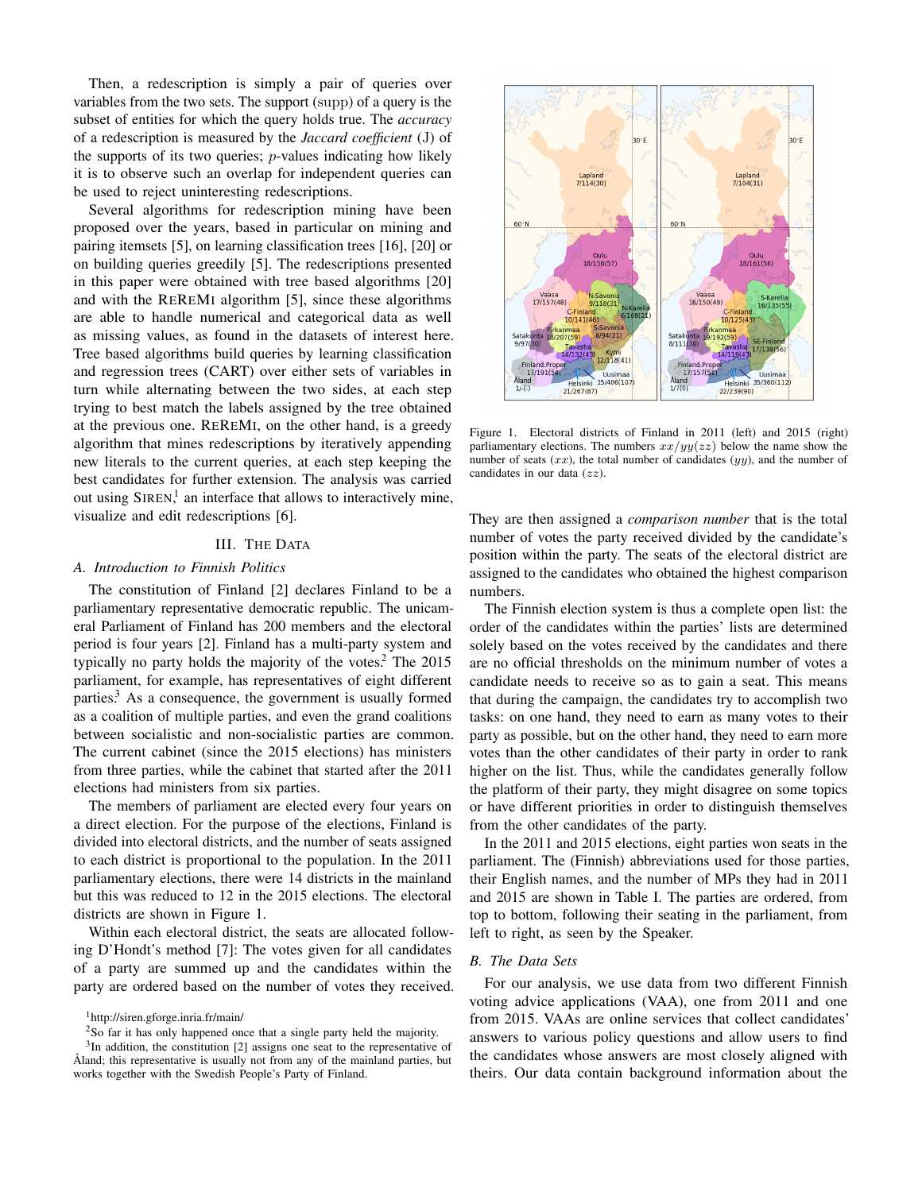Then, a redescription is simply a pair of queries over variables from the two sets. The support (supp) of a query is the subset of entities for which the query holds true. The *accuracy* of a redescription is measured by the *Jaccard coefficient* (J) of the supports of its two queries; $p$-values indicating how likely it is to observe such an overlap for independent queries can be used to reject uninteresting redescriptions.

Several algorithms for redescription mining have been proposed over the years, based in particular on mining and pairing itemsets [5], on learning classification trees [16], [20] or on building queries greedily [5]. The redescriptions presented in this paper were obtained with tree based algorithms [20] and with the ReReMi algorithm [5], since these algorithms are able to handle numerical and categorical data as well as missing values, as found in the datasets of interest here. Tree based algorithms build queries by learning classification and regression trees (CART) over either sets of variables in turn while alternating between the two sides, at each step trying to best match the labels assigned by the tree obtained at the previous one. ReReMi, on the other hand, is a greedy algorithm that mines redescriptions by iteratively appending new literals to the current queries, at each step keeping the best candidates for further extension. The analysis was carried out using Siren,[1] an interface that allows to interactively mine, visualize and edit redescriptions [6].

## III. The Data

### A. Introduction to Finnish Politics

The constitution of Finland [2] declares Finland to be a parliamentary representative democratic republic. The unicameral Parliament of Finland has 200 members and the electoral period is four years [2]. Finland has a multi-party system and typically no party holds the majority of the votes.[2] The 2015 parliament, for example, has representatives of eight different parties.[3] As a consequence, the government is usually formed as a coalition of multiple parties, and even the grand coalitions between socialistic and non-socialistic parties are common. The current cabinet (since the 2015 elections) has ministers from three parties, while the cabinet that started after the 2011 elections had ministers from six parties.

The members of parliament are elected every four years on a direct election. For the purpose of the elections, Finland is divided into electoral districts, and the number of seats assigned to each district is proportional to the population. In the 2011 parliamentary elections, there were 14 districts in the mainland but this was reduced to 12 in the 2015 elections. The electoral districts are shown in Figure 1.

Within each electoral district, the seats are allocated following D'Hondt's method [7]: The votes given for all candidates of a party are summed up and the candidates within the party are ordered based on the number of votes they received.

Figure 1. Electoral districts of Finland in 2011 (left) and 2015 (right) parliamentary elections. The numbers $xx/yy(zz)$ below the name show the number of seats ($xx$), the total number of candidates ($yy$), and the number of candidates in our data ($zz$).

They are then assigned a *comparison number* that is the total number of votes the party received divided by the candidate's position within the party. The seats of the electoral district are assigned to the candidates who obtained the highest comparison numbers.

The Finnish election system is thus a complete open list: the order of the candidates within the parties' lists are determined solely based on the votes received by the candidates and there are no official thresholds on the minimum number of votes a candidate needs to receive so as to gain a seat. This means that during the campaign, the candidates try to accomplish two tasks: on one hand, they need to earn as many votes to their party as possible, but on the other hand, they need to earn more votes than the other candidates of their party in order to rank higher on the list. Thus, while the candidates generally follow the platform of their party, they might disagree on some topics or have different priorities in order to distinguish themselves from the other candidates of the party.

In the 2011 and 2015 elections, eight parties won seats in the parliament. The (Finnish) abbreviations used for those parties, their English names, and the number of MPs they had in 2011 and 2015 are shown in Table I. The parties are ordered, from top to bottom, following their seating in the parliament, from left to right, as seen by the Speaker.

### B. The Data Sets

For our analysis, we use data from two different Finnish voting advice applications (VAA), one from 2011 and one from 2015. VAAs are online services that collect candidates' answers to various policy questions and allow users to find the candidates whose answers are most closely aligned with theirs. Our data contain background information about the

[1] http://siren.gforge.inria.fr/main/

[2] So far it has only happened once that a single party held the majority.

[3] In addition, the constitution [2] assigns one seat to the representative of Åland; this representative is usually not from any of the mainland parties, but works together with the Swedish People's Party of Finland.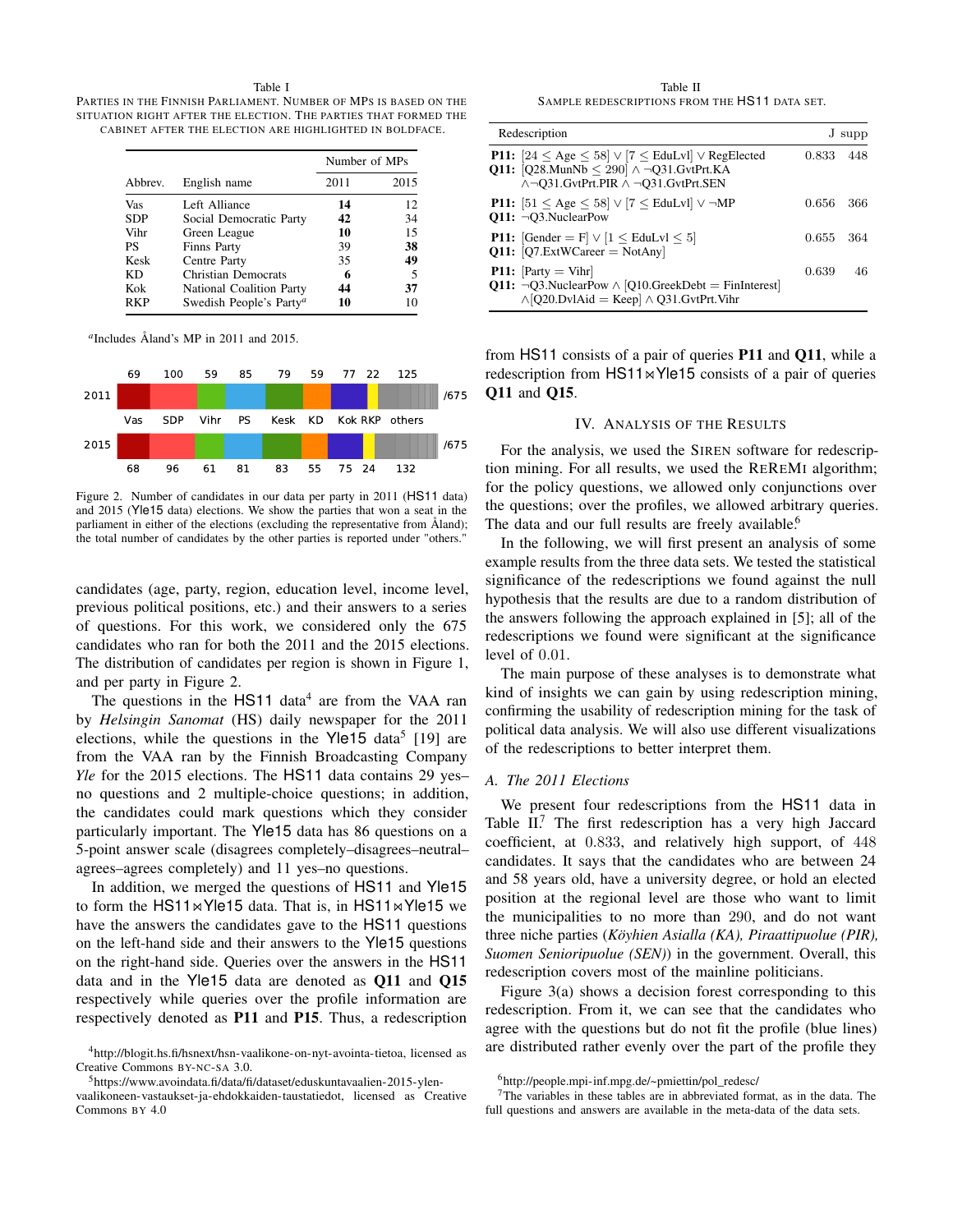Table I
PARTIES IN THE FINNISH PARLIAMENT. NUMBER OF MPS IS BASED ON THE SITUATION RIGHT AFTER THE ELECTION. THE PARTIES THAT FORMED THE CABINET AFTER THE ELECTION ARE HIGHLIGHTED IN BOLDFACE.

| | | Number of MPs | |
|---|---|---|---|
| Abbrev. | English name | 2011 | 2015 |
| Vas | Left Alliance | **14** | 12 |
| SDP | Social Democratic Party | **42** | 34 |
| Vihr | Green League | **10** | 15 |
| PS | Finns Party | 39 | **38** |
| Kesk | Centre Party | 35 | **49** |
| KD | Christian Democrats | **6** | 5 |
| Kok | National Coalition Party | **44** | **37** |
| RKP | Swedish People's Party[a] | **10** | 10 |

[a]Includes Åland's MP in 2011 and 2015.

| | Vas | SDP | Vihr | PS | Kesk | KD | Kok | RKP | others | |
|---|---|---|---|---|---|---|---|---|---|---|
| 2011 | 69 | 100 | 59 | 85 | 79 | 59 | 77 | 22 | 125 | /675 |
| 2015 | 68 | 96 | 61 | 81 | 83 | 55 | 75 | 24 | 132 | /675 |

Figure 2. Number of candidates in our data per party in 2011 (HS11 data) and 2015 (Yle15 data) elections. We show the parties that won a seat in the parliament in either of the elections (excluding the representative from Åland); the total number of candidates by the other parties is reported under "others."

candidates (age, party, region, education level, income level, previous political positions, etc.) and their answers to a series of questions. For this work, we considered only the 675 candidates who ran for both the 2011 and the 2015 elections. The distribution of candidates per region is shown in Figure 1, and per party in Figure 2.

The questions in the HS11 data[4] are from the VAA ran by *Helsingin Sanomat* (HS) daily newspaper for the 2011 elections, while the questions in the Yle15 data[5] [19] are from the VAA ran by the Finnish Broadcasting Company *Yle* for the 2015 elections. The HS11 data contains 29 yes–no questions and 2 multiple-choice questions; in addition, the candidates could mark questions which they consider particularly important. The Yle15 data has 86 questions on a 5-point answer scale (disagrees completely–disagrees–neutral–agrees–agrees completely) and 11 yes–no questions.

In addition, we merged the questions of HS11 and Yle15 to form the HS11⋈Yle15 data. That is, in HS11⋈Yle15 we have the answers the candidates gave to the HS11 questions on the left-hand side and their answers to the Yle15 questions on the right-hand side. Queries over the answers in the HS11 data and in the Yle15 data are denoted as **Q11** and **Q15** respectively while queries over the profile information are respectively denoted as **P11** and **P15**. Thus, a redescription from HS11 consists of a pair of queries **P11** and **Q11**, while a redescription from HS11⋈Yle15 consists of a pair of queries **Q11** and **Q15**.

[4]http://blogit.hs.fi/hsnext/hsn-vaalikone-on-nyt-avointa-tietoa, licensed as Creative Commons BY-NC-SA 3.0.

[5]https://www.avoindata.fi/data/fi/dataset/eduskuntavaalien-2015-ylen-vaalikoneen-vastaukset-ja-ehdokkaiden-taustatiedot, licensed as Creative Commons BY 4.0

Table II
SAMPLE REDESCRIPTIONS FROM THE HS11 DATA SET.

| Redescription | J | supp |
|---|---|---|
| **P11:** [$24 \leq$ Age $\leq 58$] $\vee$ [$7 \leq$ EduLvl] $\vee$ RegElected<br>**Q11:** [Q28.MunNb $\leq 290$] $\wedge \neg$Q31.GvtPrt.KA $\wedge \neg$Q31.GvtPrt.PIR $\wedge \neg$Q31.GvtPrt.SEN | 0.833 | 448 |
| **P11:** [$51 \leq$ Age $\leq 58$] $\vee$ [$7 \leq$ EduLvl] $\vee \neg$MP<br>**Q11:** $\neg$Q3.NuclearPow | 0.656 | 366 |
| **P11:** [Gender = F] $\vee$ [$1 \leq$ EduLvl $\leq 5$]<br>**Q11:** [Q7.ExtWCareer = NotAny] | 0.655 | 364 |
| **P11:** [Party = Vihr]<br>**Q11:** $\neg$Q3.NuclearPow $\wedge$ [Q10.GreekDebt = FinInterest] $\wedge$[Q20.DvlAid = Keep] $\wedge$ Q31.GvtPrt.Vihr | 0.639 | 46 |

## IV. Analysis of the Results

For the analysis, we used the SIREN software for redescription mining. For all results, we used the REREMI algorithm; for the policy questions, we allowed only conjunctions over the questions; over the profiles, we allowed arbitrary queries. The data and our full results are freely available.[6]

In the following, we will first present an analysis of some example results from the three data sets. We tested the statistical significance of the redescriptions we found against the null hypothesis that the results are due to a random distribution of the answers following the approach explained in [5]; all of the redescriptions we found were significant at the significance level of 0.01.

The main purpose of these analyses is to demonstrate what kind of insights we can gain by using redescription mining, confirming the usability of redescription mining for the task of political data analysis. We will also use different visualizations of the redescriptions to better interpret them.

### A. The 2011 Elections

We present four redescriptions from the HS11 data in Table II.[7] The first redescription has a very high Jaccard coefficient, at 0.833, and relatively high support, of 448 candidates. It says that the candidates who are between 24 and 58 years old, have a university degree, or hold an elected position at the regional level are those who want to limit the municipalities to no more than 290, and do not want three niche parties (*Köyhien Asialla (KA), Piraattipuolue (PIR), Suomen Senioripuolue (SEN)*) in the government. Overall, this redescription covers most of the mainline politicians.

Figure 3(a) shows a decision forest corresponding to this redescription. From it, we can see that the candidates who agree with the questions but do not fit the profile (blue lines) are distributed rather evenly over the part of the profile they

[6]http://people.mpi-inf.mpg.de/~pmiettin/pol_redesc/

[7]The variables in these tables are in abbreviated format, as in the data. The full questions and answers are available in the meta-data of the data sets.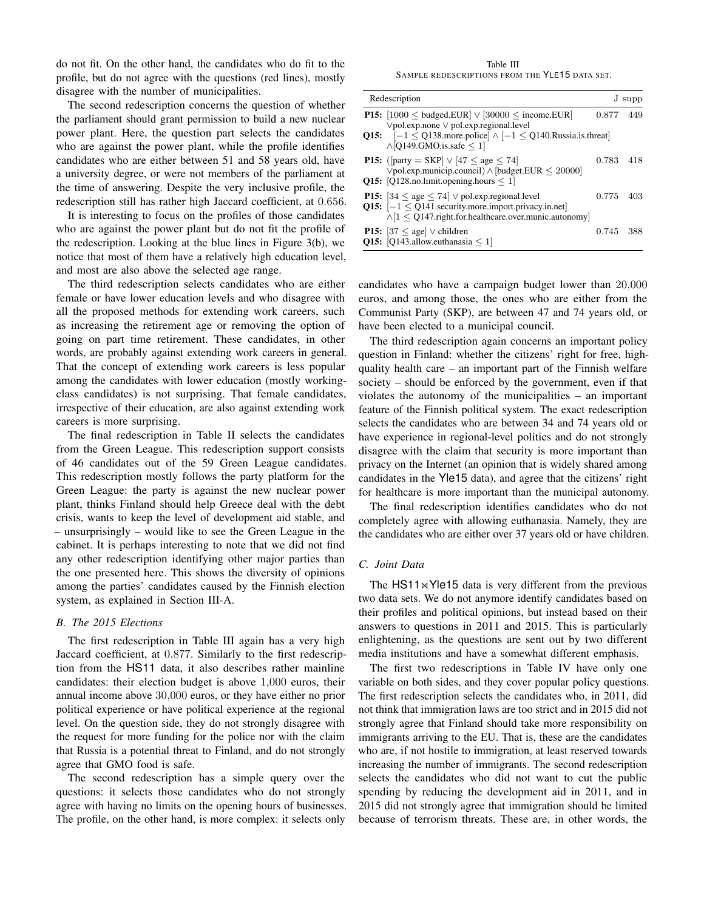do not fit. On the other hand, the candidates who do fit to the profile, but do not agree with the questions (red lines), mostly disagree with the number of municipalities.

The second redescription concerns the question of whether the parliament should grant permission to build a new nuclear power plant. Here, the question part selects the candidates who are against the power plant, while the profile identifies candidates who are either between 51 and 58 years old, have a university degree, or were not members of the parliament at the time of answering. Despite the very inclusive profile, the redescription still has rather high Jaccard coefficient, at 0.656.

It is interesting to focus on the profiles of those candidates who are against the power plant but do not fit the profile of the redescription. Looking at the blue lines in Figure 3(b), we notice that most of them have a relatively high education level, and most are also above the selected age range.

The third redescription selects candidates who are either female or have lower education levels and who disagree with all the proposed methods for extending work careers, such as increasing the retirement age or removing the option of going on part time retirement. These candidates, in other words, are probably against extending work careers in general. That the concept of extending work careers is less popular among the candidates with lower education (mostly working-class candidates) is not surprising. That female candidates, irrespective of their education, are also against extending work careers is more surprising.

The final redescription in Table II selects the candidates from the Green League. This redescription support consists of 46 candidates out of the 59 Green League candidates. This redescription mostly follows the party platform for the Green League: the party is against the new nuclear power plant, thinks Finland should help Greece deal with the debt crisis, wants to keep the level of development aid stable, and – unsurprisingly – would like to see the Green League in the cabinet. It is perhaps interesting to note that we did not find any other redescription identifying other major parties than the one presented here. This shows the diversity of opinions among the parties' candidates caused by the Finnish election system, as explained in Section III-A.

### B. The 2015 Elections

Table III
SAMPLE REDESCRIPTIONS FROM THE YLE15 DATA SET.

| Redescription | J | supp |
|---|---|---|
| **P15:** $[1000 \leq \text{budged.EUR}] \vee [30000 \leq \text{income.EUR}] \vee \text{pol.exp.none} \vee \text{pol.exp.regional.level}$ <br> **Q15:** $[-1 \leq \text{Q138.more.police}] \wedge [-1 \leq \text{Q140.Russia.is.threat}] \wedge [\text{Q149.GMO.is.safe} \leq 1]$ | 0.877 | 449 |
| **P15:** $([\text{party} = \text{SKP}] \vee [47 \leq \text{age} \leq 74] \vee \text{pol.exp.municip.council}) \wedge [\text{budget.EUR} \leq 20000]$ <br> **Q15:** $[\text{Q128.no.limit.opening.hours} \leq 1]$ | 0.783 | 418 |
| **P15:** $[34 \leq \text{age} \leq 74] \vee \text{pol.exp.regional.level}$ <br> **Q15:** $[-1 \leq \text{Q141.security.more.import.privacy.in.net}] \wedge [1 \leq \text{Q147.right.for.healthcare.over.munic.autonomy}]$ | 0.775 | 403 |
| **P15:** $[37 \leq \text{age}] \vee \text{children}$ <br> **Q15:** $[\text{Q143.allow.euthanasia} \leq 1]$ | 0.745 | 388 |

The first redescription in Table III again has a very high Jaccard coefficient, at 0.877. Similarly to the first redescription from the HS11 data, it also describes rather mainline candidates: their election budget is above 1,000 euros, their annual income above 30,000 euros, or they have either no prior political experience or have political experience at the regional level. On the question side, they do not strongly disagree with the request for more funding for the police nor with the claim that Russia is a potential threat to Finland, and do not strongly agree that GMO food is safe.

The second redescription has a simple query over the questions: it selects those candidates who do not strongly agree with having no limits on the opening hours of businesses. The profile, on the other hand, is more complex: it selects only candidates who have a campaign budget lower than 20,000 euros, and among those, the ones who are either from the Communist Party (SKP), are between 47 and 74 years old, or have been elected to a municipal council.

The third redescription again concerns an important policy question in Finland: whether the citizens' right for free, high-quality health care – an important part of the Finnish welfare society – should be enforced by the government, even if that violates the autonomy of the municipalities – an important feature of the Finnish political system. The exact redescription selects the candidates who are between 34 and 74 years old or have experience in regional-level politics and do not strongly disagree with the claim that security is more important than privacy on the Internet (an opinion that is widely shared among candidates in the Yle15 data), and agree that the citizens' right for healthcare is more important than the municipal autonomy.

The final redescription identifies candidates who do not completely agree with allowing euthanasia. Namely, they are the candidates who are either over 37 years old or have children.

### C. Joint Data

The HS11⋉Yle15 data is very different from the previous two data sets. We do not anymore identify candidates based on their profiles and political opinions, but instead based on their answers to questions in 2011 and 2015. This is particularly enlightening, as the questions are sent out by two different media institutions and have a somewhat different emphasis.

The first two redescriptions in Table IV have only one variable on both sides, and they cover popular policy questions. The first redescription selects the candidates who, in 2011, did not think that immigration laws are too strict and in 2015 did not strongly agree that Finland should take more responsibility on immigrants arriving to the EU. That is, these are the candidates who are, if not hostile to immigration, at least reserved towards increasing the number of immigrants. The second redescription selects the candidates who did not want to cut the public spending by reducing the development aid in 2011, and in 2015 did not strongly agree that immigration should be limited because of terrorism threats. These are, in other words, the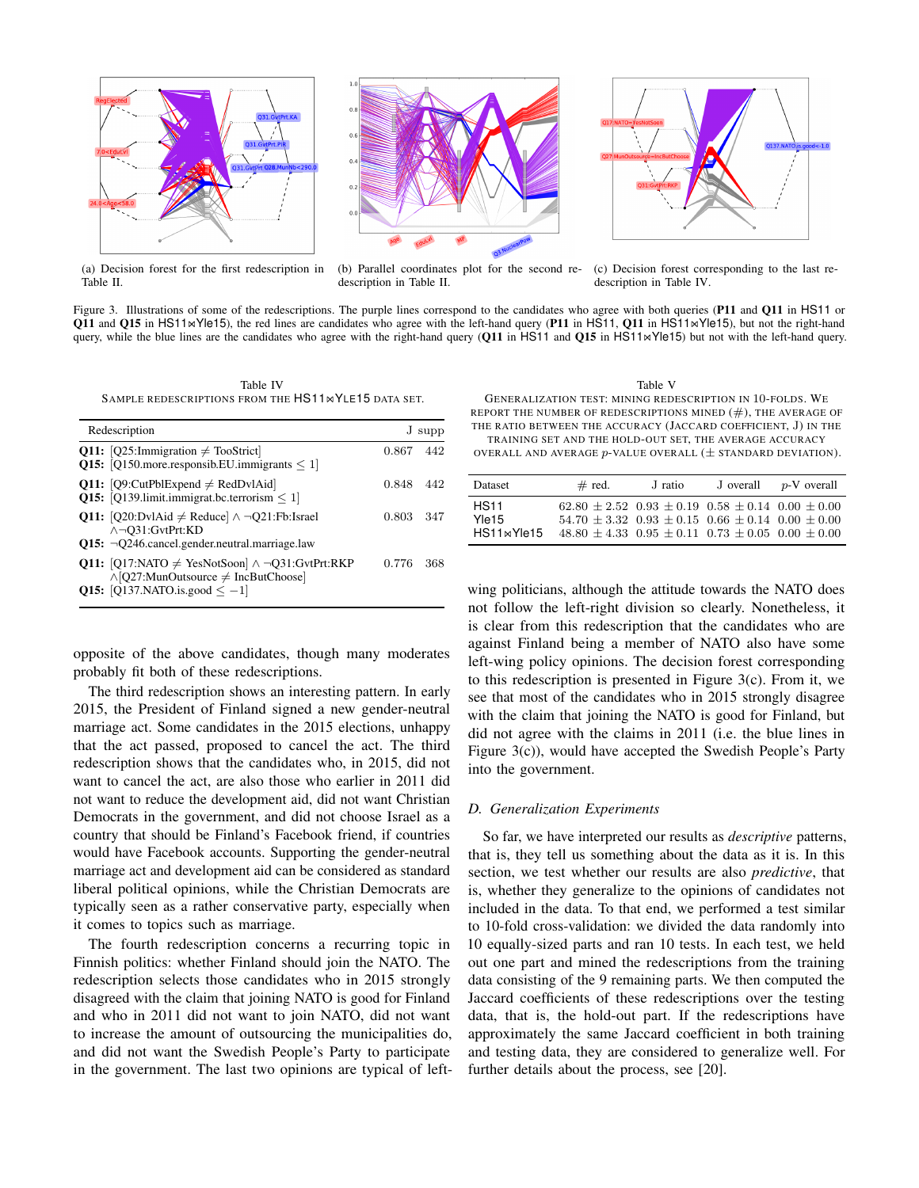(a) Decision forest for the first redescription in Table II.

(b) Parallel coordinates plot for the second redescription in Table II.

(c) Decision forest corresponding to the last redescription in Table IV.

Figure 3. Illustrations of some of the redescriptions. The purple lines correspond to the candidates who agree with both queries (**P11** and **Q11** in HS11 or **Q11** and **Q15** in HS11⋈Yle15), the red lines are candidates who agree with the left-hand query (**P11** in HS11, **Q11** in HS11⋈Yle15), but not the right-hand query, while the blue lines are the candidates who agree with the right-hand query (**Q11** in HS11 and **Q15** in HS11⋈Yle15) but not with the left-hand query.

Table IV
SAMPLE REDESCRIPTIONS FROM THE HS11⋈YLE15 DATA SET.

| Redescription | J | supp |
|---|---|---|
| **Q11:** [Q25:Immigration ≠ TooStrict] <br> **Q15:** [Q150.more.responsib.EU.immigrants ≤ 1] | 0.867 | 442 |
| **Q11:** [Q9:CutPblExpend ≠ RedDvlAid] <br> **Q15:** [Q139.limit.immigrat.bc.terrorism ≤ 1] | 0.848 | 442 |
| **Q11:** [Q20:DvlAid ≠ Reduce] ∧ ¬Q21:Fb:Israel ∧¬Q31:GvtPrt:KD <br> **Q15:** ¬Q246.cancel.gender.neutral.marriage.law | 0.803 | 347 |
| **Q11:** [Q17:NATO ≠ YesNotSoon] ∧ ¬Q31:GvtPrt:RKP ∧[Q27:MunOutsource ≠ IncButChoose] <br> **Q15:** [Q137.NATO.is.good ≤ −1] | 0.776 | 368 |

opposite of the above candidates, though many moderates probably fit both of these redescriptions.

The third redescription shows an interesting pattern. In early 2015, the President of Finland signed a new gender-neutral marriage act. Some candidates in the 2015 elections, unhappy that the act passed, proposed to cancel the act. The third redescription shows that the candidates who, in 2015, did not want to cancel the act, are also those who earlier in 2011 did not want to reduce the development aid, did not want Christian Democrats in the government, and did not choose Israel as a country that should be Finland's Facebook friend, if countries would have Facebook accounts. Supporting the gender-neutral marriage act and development aid can be considered as standard liberal political opinions, while the Christian Democrats are typically seen as a rather conservative party, especially when it comes to topics such as marriage.

The fourth redescription concerns a recurring topic in Finnish politics: whether Finland should join the NATO. The redescription selects those candidates who in 2015 strongly disagreed with the claim that joining NATO is good for Finland and who in 2011 did not want to join NATO, did not want to increase the amount of outsourcing the municipalities do, and did not want the Swedish People's Party to participate in the government. The last two opinions are typical of left-wing politicians, although the attitude towards the NATO does not follow the left-right division so clearly. Nonetheless, it is clear from this redescription that the candidates who are against Finland being a member of NATO also have some left-wing policy opinions. The decision forest corresponding to this redescription is presented in Figure 3(c). From it, we see that most of the candidates who in 2015 strongly disagree with the claim that joining the NATO is good for Finland, but did not agree with the claims in 2011 (i.e. the blue lines in Figure 3(c)), would have accepted the Swedish People's Party into the government.

Table V
GENERALIZATION TEST: MINING REDESCRIPTION IN 10-FOLDS. WE REPORT THE NUMBER OF REDESCRIPTIONS MINED (#), THE AVERAGE OF THE RATIO BETWEEN THE ACCURACY (JACCARD COEFFICIENT, J) IN THE TRAINING SET AND THE HOLD-OUT SET, THE AVERAGE ACCURACY OVERALL AND AVERAGE $p$-VALUE OVERALL (± STANDARD DEVIATION).

| Dataset | # red. | J ratio | J overall | $p$-V overall |
|---|---|---|---|---|
| HS11 | $62.80 \pm 2.52$ | $0.93 \pm 0.19$ | $0.58 \pm 0.14$ | $0.00 \pm 0.00$ |
| Yle15 | $54.70 \pm 3.32$ | $0.93 \pm 0.15$ | $0.66 \pm 0.14$ | $0.00 \pm 0.00$ |
| HS11⋈Yle15 | $48.80 \pm 4.33$ | $0.95 \pm 0.11$ | $0.73 \pm 0.05$ | $0.00 \pm 0.00$ |

### D. Generalization Experiments

So far, we have interpreted our results as *descriptive* patterns, that is, they tell us something about the data as it is. In this section, we test whether our results are also *predictive*, that is, whether they generalize to the opinions of candidates not included in the data. To that end, we performed a test similar to 10-fold cross-validation: we divided the data randomly into 10 equally-sized parts and ran 10 tests. In each test, we held out one part and mined the redescriptions from the training data consisting of the 9 remaining parts. We then computed the Jaccard coefficients of these redescriptions over the testing data, that is, the hold-out part. If the redescriptions have approximately the same Jaccard coefficient in both training and testing data, they are considered to generalize well. For further details about the process, see [20].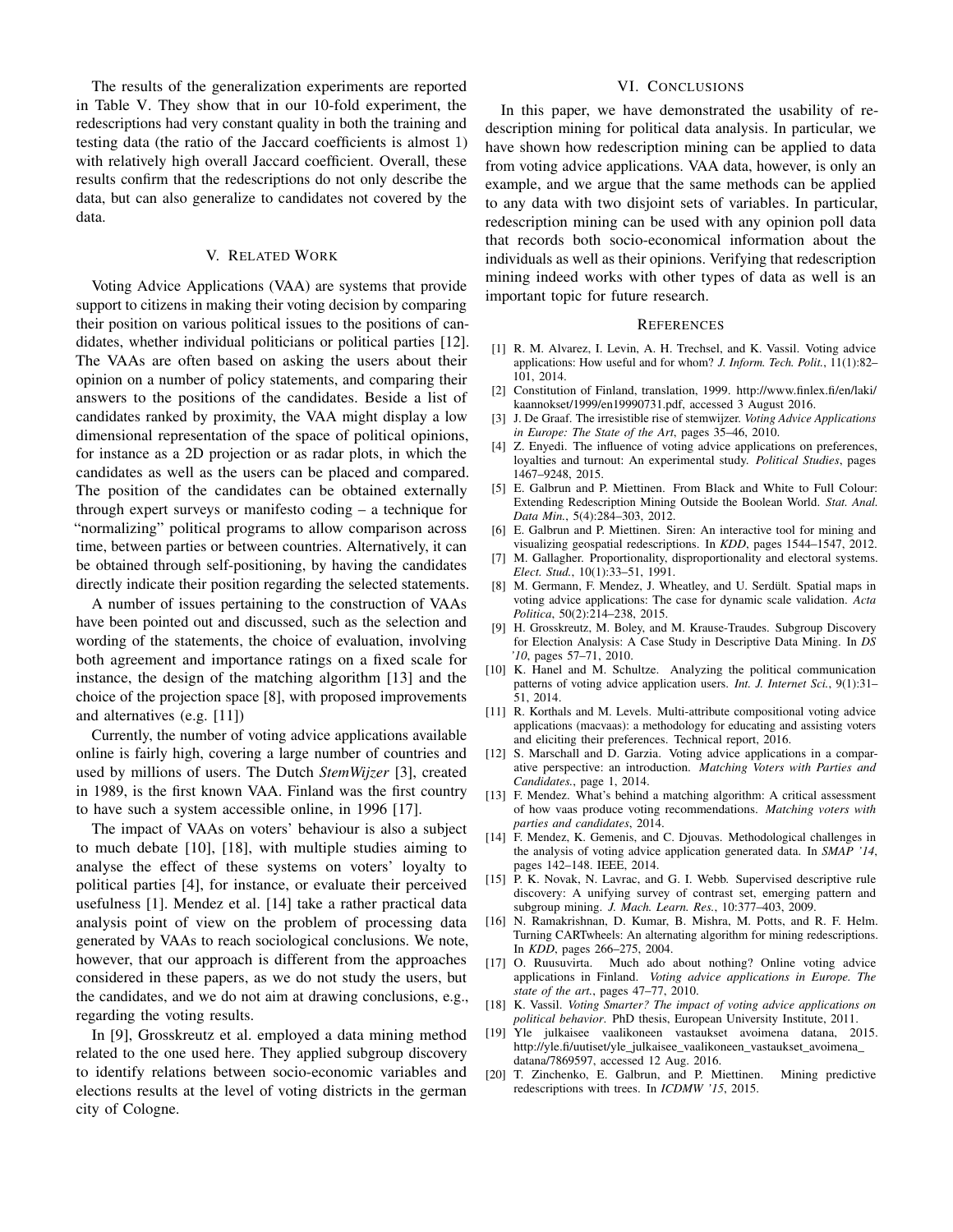The results of the generalization experiments are reported in Table V. They show that in our 10-fold experiment, the redescriptions had very constant quality in both the training and testing data (the ratio of the Jaccard coefficients is almost 1) with relatively high overall Jaccard coefficient. Overall, these results confirm that the redescriptions do not only describe the data, but can also generalize to candidates not covered by the data.

## V. Related Work

Voting Advice Applications (VAA) are systems that provide support to citizens in making their voting decision by comparing their position on various political issues to the positions of candidates, whether individual politicians or political parties [12]. The VAAs are often based on asking the users about their opinion on a number of policy statements, and comparing their answers to the positions of the candidates. Beside a list of candidates ranked by proximity, the VAA might display a low dimensional representation of the space of political opinions, for instance as a 2D projection or as radar plots, in which the candidates as well as the users can be placed and compared. The position of the candidates can be obtained externally through expert surveys or manifesto coding – a technique for "normalizing" political programs to allow comparison across time, between parties or between countries. Alternatively, it can be obtained through self-positioning, by having the candidates directly indicate their position regarding the selected statements.

A number of issues pertaining to the construction of VAAs have been pointed out and discussed, such as the selection and wording of the statements, the choice of evaluation, involving both agreement and importance ratings on a fixed scale for instance, the design of the matching algorithm [13] and the choice of the projection space [8], with proposed improvements and alternatives (e.g. [11])

Currently, the number of voting advice applications available online is fairly high, covering a large number of countries and used by millions of users. The Dutch *StemWijzer* [3], created in 1989, is the first known VAA. Finland was the first country to have such a system accessible online, in 1996 [17].

The impact of VAAs on voters' behaviour is also a subject to much debate [10], [18], with multiple studies aiming to analyse the effect of these systems on voters' loyalty to political parties [4], for instance, or evaluate their perceived usefulness [1]. Mendez et al. [14] take a rather practical data analysis point of view on the problem of processing data generated by VAAs to reach sociological conclusions. We note, however, that our approach is different from the approaches considered in these papers, as we do not study the users, but the candidates, and we do not aim at drawing conclusions, e.g., regarding the voting results.

In [9], Grosskreutz et al. employed a data mining method related to the one used here. They applied subgroup discovery to identify relations between socio-economic variables and elections results at the level of voting districts in the german city of Cologne.

## VI. Conclusions

In this paper, we have demonstrated the usability of redescription mining for political data analysis. In particular, we have shown how redescription mining can be applied to data from voting advice applications. VAA data, however, is only an example, and we argue that the same methods can be applied to any data with two disjoint sets of variables. In particular, redescription mining can be used with any opinion poll data that records both socio-economical information about the individuals as well as their opinions. Verifying that redescription mining indeed works with other types of data as well is an important topic for future research.

## References

[1] R. M. Alvarez, I. Levin, A. H. Trechsel, and K. Vassil. Voting advice applications: How useful and for whom? *J. Inform. Tech. Polit.*, 11(1):82–101, 2014.

[2] Constitution of Finland, translation, 1999. http://www.finlex.fi/en/laki/kaannokset/1999/en19990731.pdf, accessed 3 August 2016.

[3] J. De Graaf. The irresistible rise of stemwijzer. *Voting Advice Applications in Europe: The State of the Art*, pages 35–46, 2010.

[4] Z. Enyedi. The influence of voting advice applications on preferences, loyalties and turnout: An experimental study. *Political Studies*, pages 1467–9248, 2015.

[5] E. Galbrun and P. Miettinen. From Black and White to Full Colour: Extending Redescription Mining Outside the Boolean World. *Stat. Anal. Data Min.*, 5(4):284–303, 2012.

[6] E. Galbrun and P. Miettinen. Siren: An interactive tool for mining and visualizing geospatial redescriptions. In *KDD*, pages 1544–1547, 2012.

[7] M. Gallagher. Proportionality, disproportionality and electoral systems. *Elect. Stud.*, 10(1):33–51, 1991.

[8] M. Germann, F. Mendez, J. Wheatley, and U. Serdült. Spatial maps in voting advice applications: The case for dynamic scale validation. *Acta Politica*, 50(2):214–238, 2015.

[9] H. Grosskreutz, M. Boley, and M. Krause-Traudes. Subgroup Discovery for Election Analysis: A Case Study in Descriptive Data Mining. In *DS '10*, pages 57–71, 2010.

[10] K. Hanel and M. Schultze. Analyzing the political communication patterns of voting advice application users. *Int. J. Internet Sci.*, 9(1):31–51, 2014.

[11] R. Korthals and M. Levels. Multi-attribute compositional voting advice applications (macvaas): a methodology for educating and assisting voters and eliciting their preferences. Technical report, 2016.

[12] S. Marschall and D. Garzia. Voting advice applications in a comparative perspective: an introduction. *Matching Voters with Parties and Candidates.*, page 1, 2014.

[13] F. Mendez. What's behind a matching algorithm: A critical assessment of how vaas produce voting recommendations. *Matching voters with parties and candidates*, 2014.

[14] F. Mendez, K. Gemenis, and C. Djouvas. Methodological challenges in the analysis of voting advice application generated data. In *SMAP '14*, pages 142–148. IEEE, 2014.

[15] P. K. Novak, N. Lavrac, and G. I. Webb. Supervised descriptive rule discovery: A unifying survey of contrast set, emerging pattern and subgroup mining. *J. Mach. Learn. Res.*, 10:377–403, 2009.

[16] N. Ramakrishnan, D. Kumar, B. Mishra, M. Potts, and R. F. Helm. Turning CARTwheels: An alternating algorithm for mining redescriptions. In *KDD*, pages 266–275, 2004.

[17] O. Ruusuvirta. Much ado about nothing? Online voting advice applications in Finland. *Voting advice applications in Europe. The state of the art.*, pages 47–77, 2010.

[18] K. Vassil. *Voting Smarter? The impact of voting advice applications on political behavior*. PhD thesis, European University Institute, 2011.

[19] Yle julkaisee vaalikoneen vastaukset avoimena datana, 2015. http://yle.fi/uutiset/yle_julkaisee_vaalikoneen_vastaukset_avoimena_datana/7869597, accessed 12 Aug. 2016.

[20] T. Zinchenko, E. Galbrun, and P. Miettinen. Mining predictive redescriptions with trees. In *ICDMW '15*, 2015.